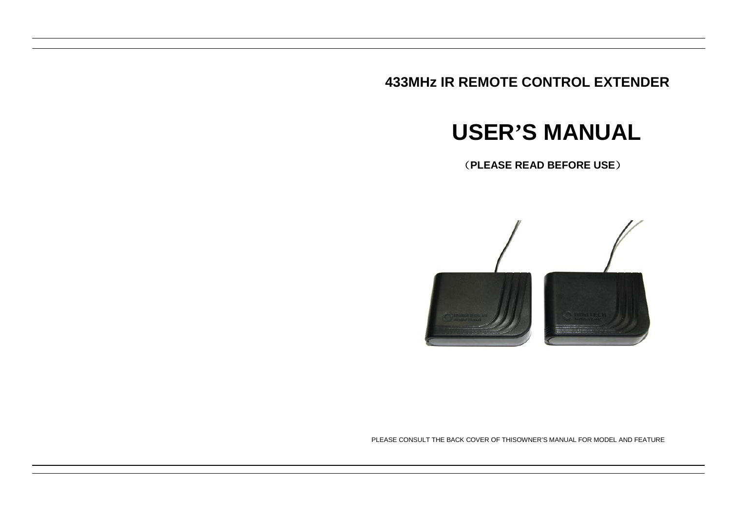## 433MHz IR REMOTE CONTROL EXTENDER

# USER'S MANUAL

（PLEASE READ BEFORE USE）

PLEASE CONSULT THE BACK COVER OF THISOWNER'S MANUAL FOR MODEL AND FEATURE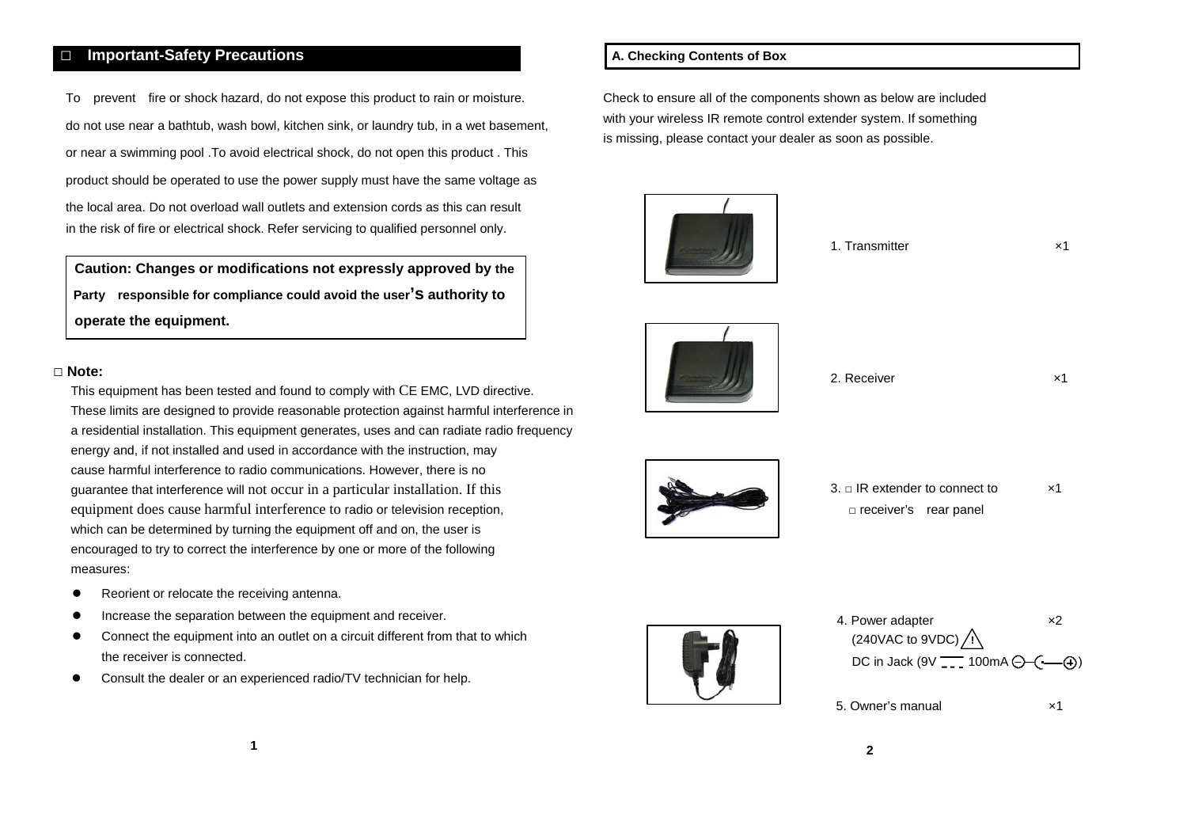## □ Important-Safety Precautions

To prevent fire or shock hazard, do not expose this product to rain or moisture. do not use near a bathtub, wash bowl, kitchen sink, or laundry tub, in a wet basement, or near a swimming pool .To avoid electrical shock, do not open this product . This product should be operated to use the power supply must have the same voltage as the local area. Do not overload wall outlets and extension cords as this can result in the risk of fire or electrical shock. Refer servicing to qualified personnel only.

**Caution: Changes or modifications not expressly approved by the Party responsible for compliance could avoid the user's authority to operate the equipment.**

**□ Note:**

This equipment has been tested and found to comply with CE EMC, LVD directive. These limits are designed to provide reasonable protection against harmful interference in a residential installation. This equipment generates, uses and can radiate radio frequency energy and, if not installed and used in accordance with the instruction, may cause harmful interference to radio communications. However, there is no guarantee that interference will not occur in a particular installation. If this equipment does cause harmful interference to radio or television reception, which can be determined by turning the equipment off and on, the user is encouraged to try to correct the interference by one or more of the following measures:

- Reorient or relocate the receiving antenna.
- Increase the separation between the equipment and receiver.
- Connect the equipment into an outlet on a circuit different from that to which the receiver is connected.
- Consult the dealer or an experienced radio/TV technician for help.

## A. Checking Contents of Box

Check to ensure all of the components shown as below are included with your wireless IR remote control extender system. If something is missing, please contact your dealer as soon as possible.

1. Transmitter ×1
2. Receiver ×1
3. □ IR extender to connect to □ receiver's rear panel ×1
4. Power adapter (240VAC to 9VDC) ⚠ ×2
   DC in Jack (9V ⎓ 100mA ⊖–(•–⊕)
5. Owner's manual ×1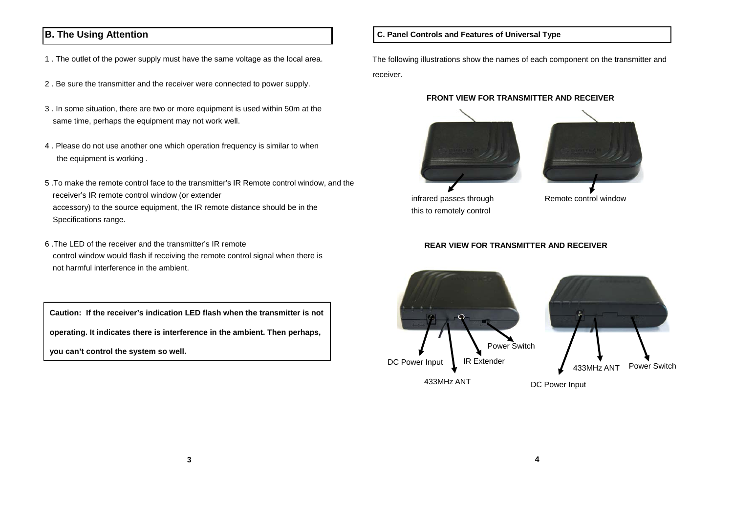## B. The Using Attention

1 . The outlet of the power supply must have the same voltage as the local area.

2 . Be sure the transmitter and the receiver were connected to power supply.

3 . In some situation, there are two or more equipment is used within 50m at the same time, perhaps the equipment may not work well.

4 . Please do not use another one which operation frequency is similar to when the equipment is working .

5 .To make the remote control face to the transmitter's IR Remote control window, and the receiver's IR remote control window (or extender accessory) to the source equipment, the IR remote distance should be in the Specifications range.

6 .The LED of the receiver and the transmitter's IR remote control window would flash if receiving the remote control signal when there is not harmful interference in the ambient.

**Caution: If the receiver's indication LED flash when the transmitter is not operating. It indicates there is interference in the ambient. Then perhaps, you can't control the system so well.**

## C. Panel Controls and Features of Universal Type

The following illustrations show the names of each component on the transmitter and receiver.

**FRONT VIEW FOR TRANSMITTER AND RECEIVER**

infrared passes through this to remotely control

Remote control window

**REAR VIEW FOR TRANSMITTER AND RECEIVER**

Power Switch

DC Power Input

IR Extender

433MHz ANT

433MHz ANT

Power Switch

DC Power Input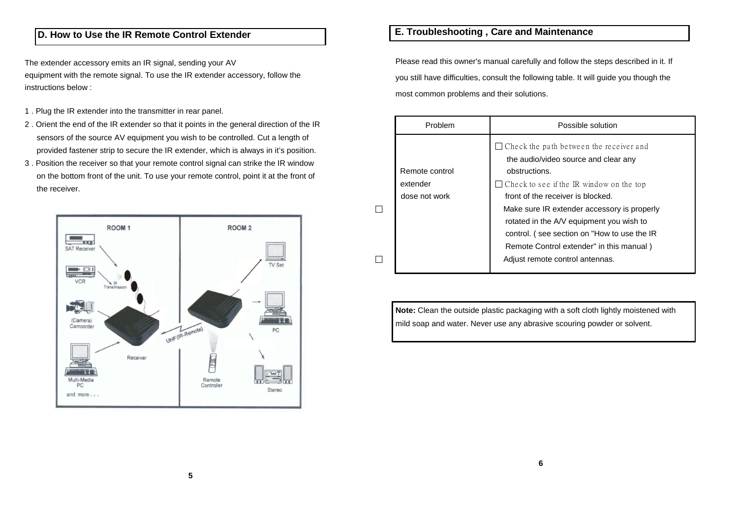## D. How to Use the IR Remote Control Extender

The extender accessory emits an IR signal, sending your AV equipment with the remote signal. To use the IR extender accessory, follow the instructions below :

1. Plug the IR extender into the transmitter in rear panel.
2. Orient the end of the IR extender so that it points in the general direction of the IR sensors of the source AV equipment you wish to be controlled. Cut a length of provided fastener strip to secure the IR extender, which is always in it's position.
3. Position the receiver so that your remote control signal can strike the IR window on the bottom front of the unit. To use your remote control, point it at the front of the receiver.

ROOM 1
SAT Receiver
VCR
IR Transmission
(Camera) Camcorder
Receiver
Multi-Media PC
and more . . .
ROOM 2
TV Set
PC
UHF (IR-Remote)
Remote Controller
Stereo

## E. Troubleshooting , Care and Maintenance

Please read this owner's manual carefully and follow the steps described in it. If you still have difficulties, consult the following table. It will guide you though the most common problems and their solutions.

| Problem | Possible solution |
|---|---|
| Remote control extender dose not work | □ Check the path between the receiver and the audio/video source and clear any obstructions.<br>□ Check to see if the IR window on the top front of the receiver is blocked.<br>□ Make sure IR extender accessory is properly rotated in the A/V equipment you wish to control. ( see section on "How to use the IR Remote Control extender" in this manual )<br>□ Adjust remote control antennas. |

**Note:** Clean the outside plastic packaging with a soft cloth lightly moistened with mild soap and water. Never use any abrasive scouring powder or solvent.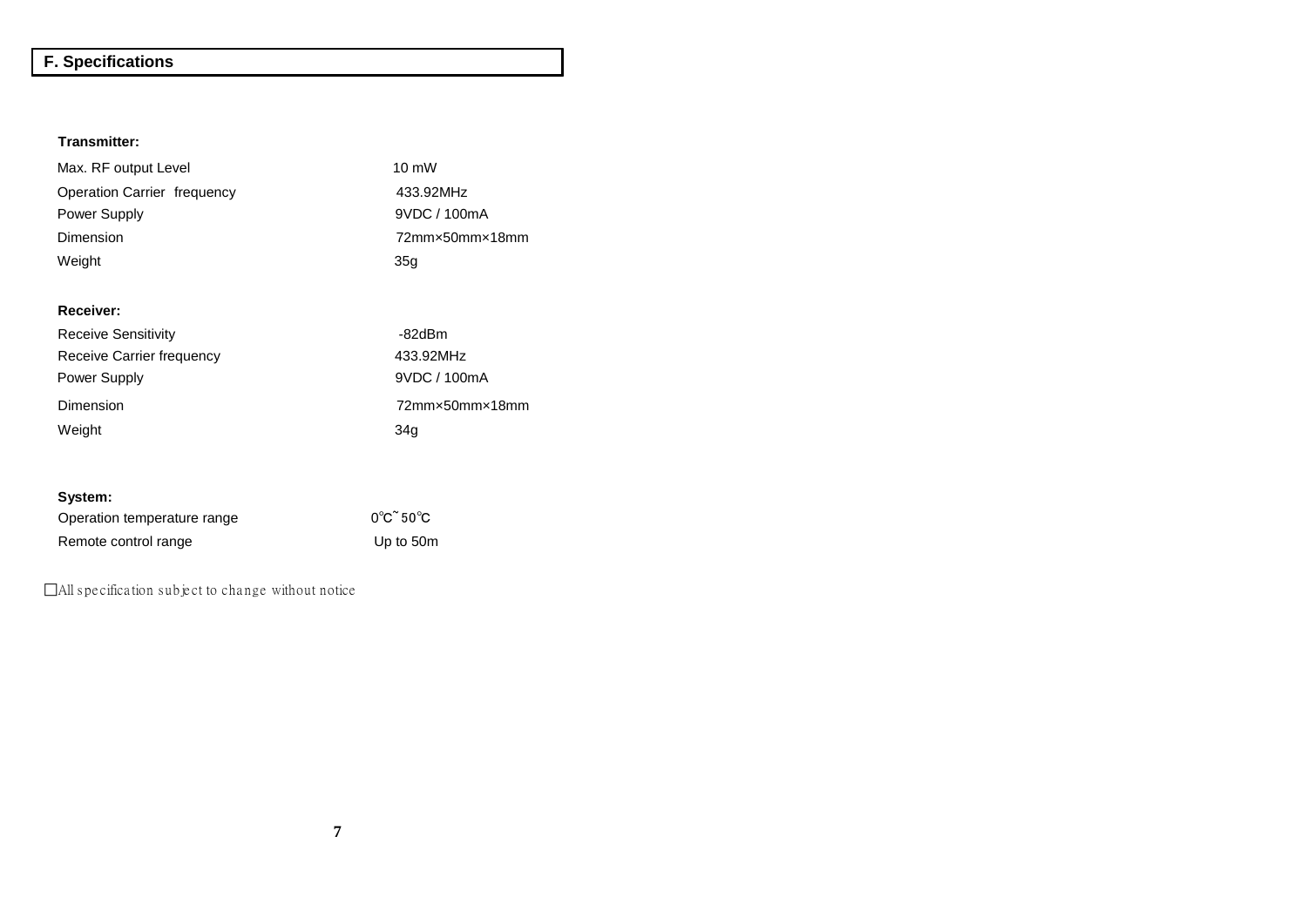## F. Specifications

**Transmitter:**

| | |
|---|---|
| Max. RF output Level | 10 mW |
| Operation Carrier frequency | 433.92MHz |
| Power Supply | 9VDC / 100mA |
| Dimension | 72mm×50mm×18mm |
| Weight | 35g |

**Receiver:**

| | |
|---|---|
| Receive Sensitivity | -82dBm |
| Receive Carrier frequency | 433.92MHz |
| Power Supply | 9VDC / 100mA |
| Dimension | 72mm×50mm×18mm |
| Weight | 34g |

**System:**

| | |
|---|---|
| Operation temperature range | 0℃˜50℃ |
| Remote control range | Up to 50m |

□All specification subject to change without notice